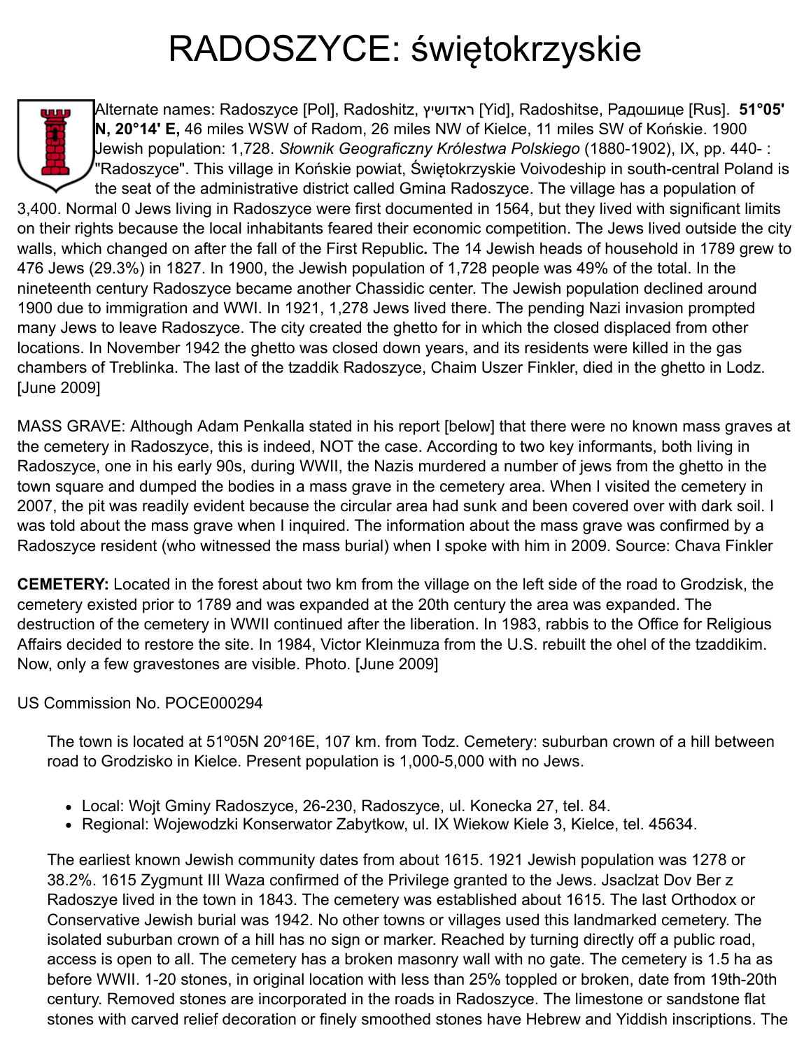# RADOSZYCE: świętokrzyskie

Alternate names: Radoszyce [Pol], Radoshitz, ראדושיץ [Yid], Radoshitse, Радошице [Rus]. **51°05' N, 20°14' E,** 46 miles WSW of Radom, 26 miles NW of Kielce, 11 miles SW of Końskie. 1900 Jewish population: 1,728. *Słownik Geograficzny Królestwa Polskiego* (1880-1902), IX, pp. 440- : "Radoszyce". This village in Końskie powiat, Świętokrzyskie Voivodeship in south-central Poland is the seat of the administrative district called Gmina Radoszyce. The village has a population of 3,400. Normal 0 Jews living in Radoszyce were first documented in 1564, but they lived with significant limits on their rights because the local inhabitants feared their economic competition. The Jews lived outside the city walls, which changed on after the fall of the First Republic**.** The 14 Jewish heads of household in 1789 grew to 476 Jews (29.3%) in 1827. In 1900, the Jewish population of 1,728 people was 49% of the total. In the nineteenth century Radoszyce became another Chassidic center. The Jewish population declined around 1900 due to immigration and WWI. In 1921, 1,278 Jews lived there. The pending Nazi invasion prompted many Jews to leave Radoszyce. The city created the ghetto for in which the closed displaced from other locations. In November 1942 the ghetto was closed down years, and its residents were killed in the gas chambers of Treblinka. The last of the tzaddik Radoszyce, Chaim Uszer Finkler, died in the ghetto in Lodz. [June 2009]

MASS GRAVE: Although Adam Penkalla stated in his report [below] that there were no known mass graves at the cemetery in Radoszyce, this is indeed, NOT the case. According to two key informants, both living in Radoszyce, one in his early 90s, during WWII, the Nazis murdered a number of jews from the ghetto in the town square and dumped the bodies in a mass grave in the cemetery area. When I visited the cemetery in 2007, the pit was readily evident because the circular area had sunk and been covered over with dark soil. I was told about the mass grave when I inquired. The information about the mass grave was confirmed by a Radoszyce resident (who witnessed the mass burial) when I spoke with him in 2009. Source: Chava Finkler

**CEMETERY:** Located in the forest about two km from the village on the left side of the road to Grodzisk, the cemetery existed prior to 1789 and was expanded at the 20th century the area was expanded. The destruction of the cemetery in WWII continued after the liberation. In 1983, rabbis to the Office for Religious Affairs decided to restore the site. In 1984, Victor Kleinmuza from the U.S. rebuilt the ohel of the tzaddikim. Now, only a few gravestones are visible. Photo. [June 2009]

US Commission No. POCE000294

The town is located at 51º05N 20º16E, 107 km. from Todz. Cemetery: suburban crown of a hill between road to Grodzisko in Kielce. Present population is 1,000-5,000 with no Jews.

- Local: Wojt Gminy Radoszyce, 26-230, Radoszyce, ul. Konecka 27, tel. 84.
- Regional: Wojewodzki Konserwator Zabytkow, ul. IX Wiekow Kiele 3, Kielce, tel. 45634.

The earliest known Jewish community dates from about 1615. 1921 Jewish population was 1278 or 38.2%. 1615 Zygmunt III Waza confirmed of the Privilege granted to the Jews. Jsaclzat Dov Ber z Radoszye lived in the town in 1843. The cemetery was established about 1615. The last Orthodox or Conservative Jewish burial was 1942. No other towns or villages used this landmarked cemetery. The isolated suburban crown of a hill has no sign or marker. Reached by turning directly off a public road, access is open to all. The cemetery has a broken masonry wall with no gate. The cemetery is 1.5 ha as before WWII. 1-20 stones, in original location with less than 25% toppled or broken, date from 19th-20th century. Removed stones are incorporated in the roads in Radoszyce. The limestone or sandstone flat stones with carved relief decoration or finely smoothed stones have Hebrew and Yiddish inscriptions. The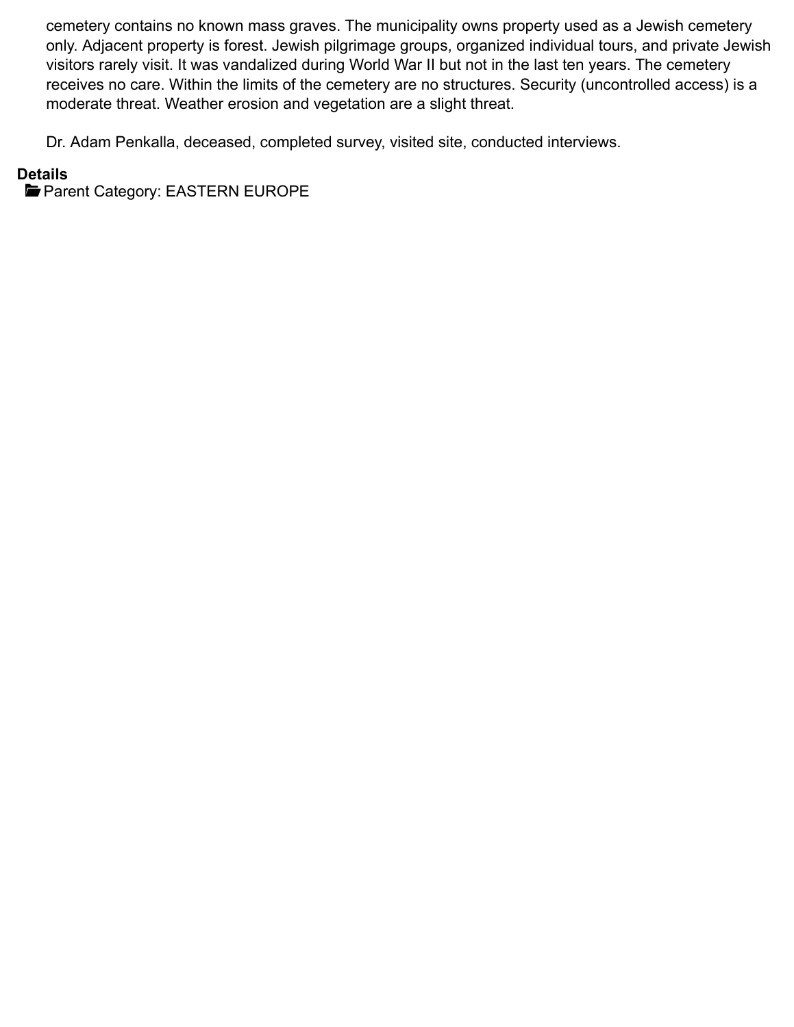cemetery contains no known mass graves. The municipality owns property used as a Jewish cemetery only. Adjacent property is forest. Jewish pilgrimage groups, organized individual tours, and private Jewish visitors rarely visit. It was vandalized during World War II but not in the last ten years. The cemetery receives no care. Within the limits of the cemetery are no structures. Security (uncontrolled access) is a moderate threat. Weather erosion and vegetation are a slight threat.

Dr. Adam Penkalla, deceased, completed survey, visited site, conducted interviews.

**Details**

Parent Category: EASTERN EUROPE